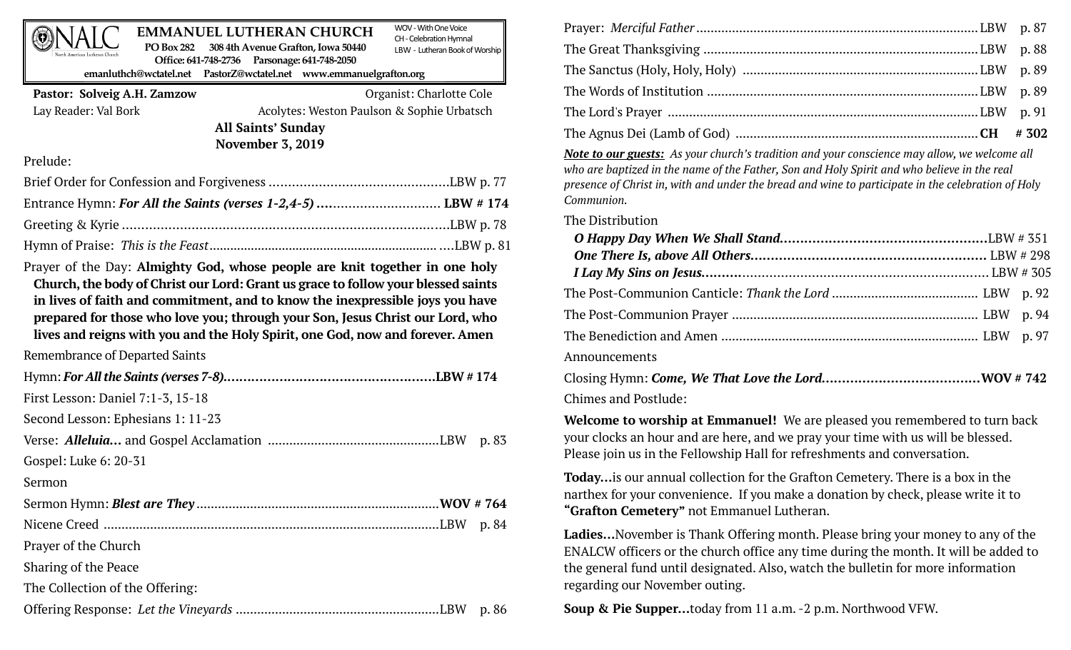# EMMANUEL LUTHERAN CHURCH

NALC — North American Lutheran Church

**PO Box 282 308 4th Avenue Grafton, Iowa 50440**
**Office: 641-748-2736 Parsonage: 641-748-2050**
**emanluthch@wctatel.net PastorZ@wctatel.net www.emmanuelgrafton.org**

WOV - With One Voice
CH - Celebration Hymnal
LBW - Lutheran Book of Worship

**Pastor: Solveig A.H. Zamzow** Organist: Charlotte Cole
Lay Reader: Val Bork Acolytes: Weston Paulson & Sophie Urbatsch

**All Saints' Sunday**
**November 3, 2019**

Prelude:

Brief Order for Confession and Forgiveness .............................................LBW p. 77

Entrance Hymn: ***For All the Saints (verses 1-2,4-5)*** ............................... **LBW # 174**

Greeting & Kyrie ...................................................................................LBW p. 78

Hymn of Praise: *This is the Feast*.................................................................LBW p. 81

Prayer of the Day: **Almighty God, whose people are knit together in one holy Church, the body of Christ our Lord: Grant us grace to follow your blessed saints in lives of faith and commitment, and to know the inexpressible joys you have prepared for those who love you; through your Son, Jesus Christ our Lord, who lives and reigns with you and the Holy Spirit, one God, now and forever. Amen**

Remembrance of Departed Saints

Hymn: ***For All the Saints (verses 7-8)***.................................................**LBW # 174**

First Lesson: Daniel 7:1-3, 15-18

Second Lesson: Ephesians 1: 11-23

Verse: ***Alleluia...*** and Gospel Acclamation ...............................................LBW p. 83

Gospel: Luke 6: 20-31

Sermon

Sermon Hymn: ***Blest are They*** ..................................................................**WOV # 764**

Nicene Creed ............................................................................................LBW p. 84

Prayer of the Church

Sharing of the Peace

The Collection of the Offering:

Offering Response: *Let the Vineyards* .......................................................LBW p. 86

Prayer: *Merciful Father* ...........................................................................LBW p. 87

The Great Thanksgiving ..........................................................................LBW p. 88

The Sanctus (Holy, Holy, Holy) ...............................................................LBW p. 89

The Words of Institution .........................................................................LBW p. 89

The Lord's Prayer ....................................................................................LBW p. 91

The Agnus Dei (Lamb of God) ..................................................................**CH # 302**

***Note to our guests:*** *As your church's tradition and your conscience may allow, we welcome all who are baptized in the name of the Father, Son and Holy Spirit and who believe in the real presence of Christ in, with and under the bread and wine to participate in the celebration of Holy Communion.*

The Distribution

***O Happy Day When We Shall Stand***.................................................LBW # 351
***One There Is, above All Others***........................................................ LBW # 298
***I Lay My Sins on Jesus***..................................................................... LBW # 305

The Post-Communion Canticle: *Thank the Lord* ....................................... LBW p. 92

The Post-Communion Prayer ................................................................... LBW p. 94

The Benediction and Amen ..................................................................... LBW p. 97

Announcements

Closing Hymn: ***Come, We That Love the Lord***......................................**WOV # 742**

Chimes and Postlude:

**Welcome to worship at Emmanuel!** We are pleased you remembered to turn back your clocks an hour and are here, and we pray your time with us will be blessed. Please join us in the Fellowship Hall for refreshments and conversation.

**Today...**is our annual collection for the Grafton Cemetery. There is a box in the narthex for your convenience. If you make a donation by check, please write it to **"Grafton Cemetery"** not Emmanuel Lutheran.

**Ladies...**November is Thank Offering month. Please bring your money to any of the ENALCW officers or the church office any time during the month. It will be added to the general fund until designated. Also, watch the bulletin for more information regarding our November outing.

**Soup & Pie Supper...**today from 11 a.m. -2 p.m. Northwood VFW.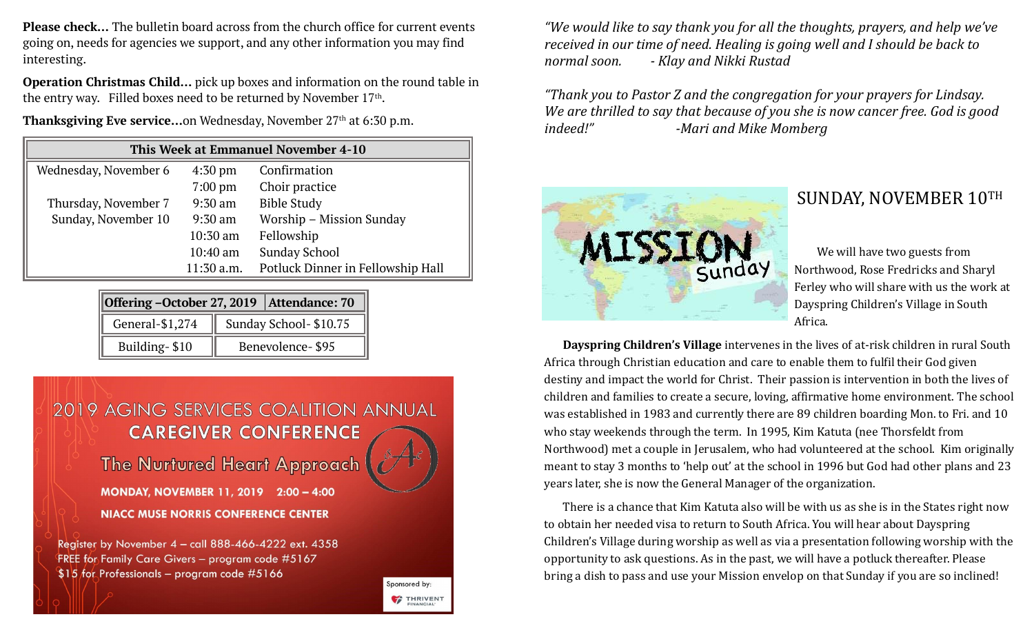**Please check…** The bulletin board across from the church office for current events going on, needs for agencies we support, and any other information you may find interesting.

**Operation Christmas Child…** pick up boxes and information on the round table in the entry way. Filled boxes need to be returned by November 17th.

**Thanksgiving Eve service…**on Wednesday, November 27th at 6:30 p.m.

| This Week at Emmanuel November 4-10 | | |
|---|---|---|
| Wednesday, November 6 | 4:30 pm | Confirmation |
| | 7:00 pm | Choir practice |
| Thursday, November 7 | 9:30 am | Bible Study |
| Sunday, November 10 | 9:30 am | Worship – Mission Sunday |
| | 10:30 am | Fellowship |
| | 10:40 am | Sunday School |
| | 11:30 a.m. | Potluck Dinner in Fellowship Hall |

| Offering –October 27, 2019 | Attendance: 70 |
|---|---|
| General-$1,274 | Sunday School- $10.75 |
| Building- $10 | Benevolence- $95 |

2019 AGING SERVICES COALITION ANNUAL
CAREGIVER CONFERENCE

The Nurtured Heart Approach

MONDAY, NOVEMBER 11, 2019 2:00 – 4:00

NIACC MUSE NORRIS CONFERENCE CENTER

Register by November 4 – call 888-466-4222 ext. 4358
FREE for Family Care Givers – program code #5167
$15 for Professionals – program code #5166

Sponsored by: THRIVENT FINANCIAL

*"We would like to say thank you for all the thoughts, prayers, and help we've received in our time of need. Healing is going well and I should be back to normal soon. - Klay and Nikki Rustad*

*"Thank you to Pastor Z and the congregation for your prayers for Lindsay. We are thrilled to say that because of you she is now cancer free. God is good indeed!" -Mari and Mike Momberg*

MISSION Sunday

## SUNDAY, NOVEMBER 10TH

We will have two guests from Northwood, Rose Fredricks and Sharyl Ferley who will share with us the work at Dayspring Children's Village in South Africa.

**Dayspring Children's Village** intervenes in the lives of at-risk children in rural South Africa through Christian education and care to enable them to fulfil their God given destiny and impact the world for Christ. Their passion is intervention in both the lives of children and families to create a secure, loving, affirmative home environment. The school was established in 1983 and currently there are 89 children boarding Mon. to Fri. and 10 who stay weekends through the term. In 1995, Kim Katuta (nee Thorsfeldt from Northwood) met a couple in Jerusalem, who had volunteered at the school. Kim originally meant to stay 3 months to 'help out' at the school in 1996 but God had other plans and 23 years later, she is now the General Manager of the organization.

There is a chance that Kim Katuta also will be with us as she is in the States right now to obtain her needed visa to return to South Africa. You will hear about Dayspring Children's Village during worship as well as via a presentation following worship with the opportunity to ask questions. As in the past, we will have a potluck thereafter. Please bring a dish to pass and use your Mission envelop on that Sunday if you are so inclined!